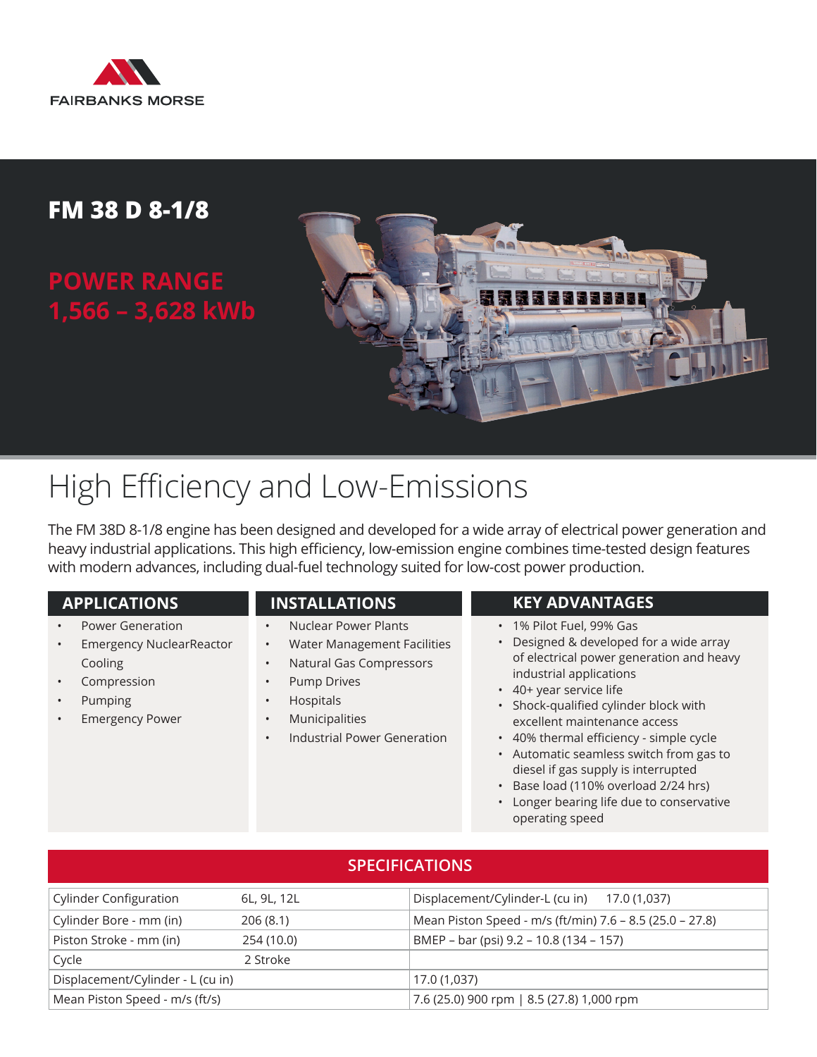FAIRBANKS MORSE

# FM 38 D 8-1/8

## POWER RANGE 1,566 – 3,628 kWb

# High Efficiency and Low-Emissions

The FM 38D 8-1/8 engine has been designed and developed for a wide array of electrical power generation and heavy industrial applications. This high efficiency, low-emission engine combines time-tested design features with modern advances, including dual-fuel technology suited for low-cost power production.

### APPLICATIONS

- Power Generation
- Emergency NuclearReactor Cooling
- Compression
- Pumping
- Emergency Power

### INSTALLATIONS

- Nuclear Power Plants
- Water Management Facilities
- Natural Gas Compressors
- Pump Drives
- Hospitals
- Municipalities
- Industrial Power Generation

### KEY ADVANTAGES

- 1% Pilot Fuel, 99% Gas
- Designed & developed for a wide array of electrical power generation and heavy industrial applications
- 40+ year service life
- Shock-qualified cylinder block with excellent maintenance access
- 40% thermal efficiency - simple cycle
- Automatic seamless switch from gas to diesel if gas supply is interrupted
- Base load (110% overload 2/24 hrs)
- Longer bearing life due to conservative operating speed

## SPECIFICATIONS

| | | |
|---|---|---|
| Cylinder Configuration | 6L, 9L, 12L | Displacement/Cylinder-L (cu in) 17.0 (1,037) |
| Cylinder Bore - mm (in) | 206 (8.1) | Mean Piston Speed - m/s (ft/min) 7.6 – 8.5 (25.0 – 27.8) |
| Piston Stroke - mm (in) | 254 (10.0) | BMEP – bar (psi) 9.2 – 10.8 (134 – 157) |
| Cycle | 2 Stroke | |
| Displacement/Cylinder - L (cu in) | | 17.0 (1,037) |
| Mean Piston Speed - m/s (ft/s) | | 7.6 (25.0) 900 rpm \| 8.5 (27.8) 1,000 rpm |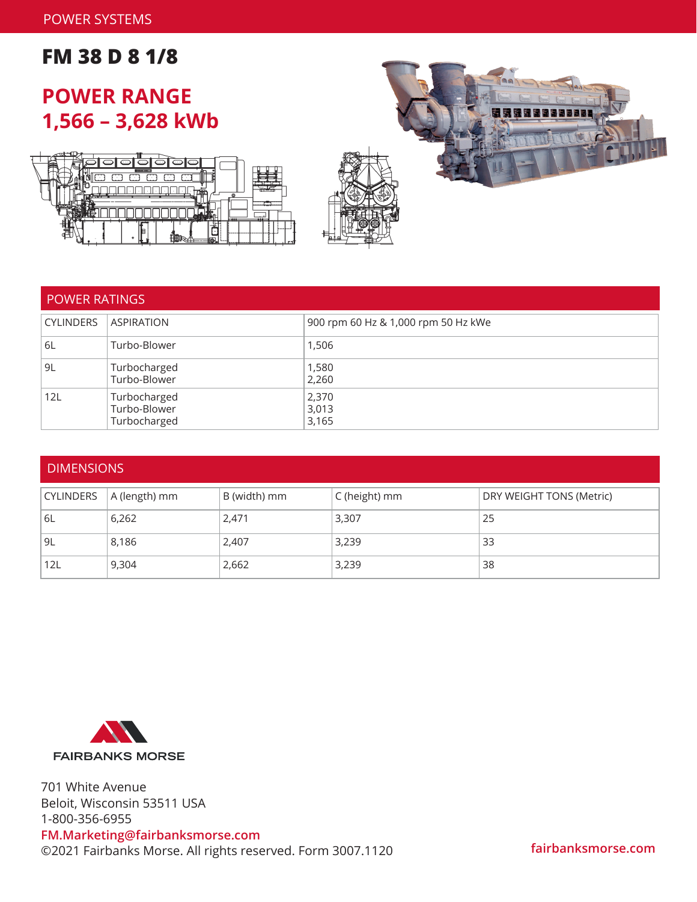POWER SYSTEMS

# FM 38 D 8 1/8

## POWER RANGE
## 1,566 – 3,628 kWb

## POWER RATINGS

| CYLINDERS | ASPIRATION | 900 rpm 60 Hz & 1,000 rpm 50 Hz kWe |
|---|---|---|
| 6L | Turbo-Blower | 1,506 |
| 9L | Turbocharged<br>Turbo-Blower | 1,580<br>2,260 |
| 12L | Turbocharged<br>Turbo-Blower<br>Turbocharged | 2,370<br>3,013<br>3,165 |

## DIMENSIONS

| CYLINDERS | A (length) mm | B (width) mm | C (height) mm | DRY WEIGHT TONS (Metric) |
|---|---|---|---|---|
| 6L | 6,262 | 2,471 | 3,307 | 25 |
| 9L | 8,186 | 2,407 | 3,239 | 33 |
| 12L | 9,304 | 2,662 | 3,239 | 38 |

FAIRBANKS MORSE

701 White Avenue
Beloit, Wisconsin 53511 USA
1-800-356-6955
FM.Marketing@fairbanksmorse.com
©2021 Fairbanks Morse. All rights reserved. Form 3007.1120

fairbanksmorse.com